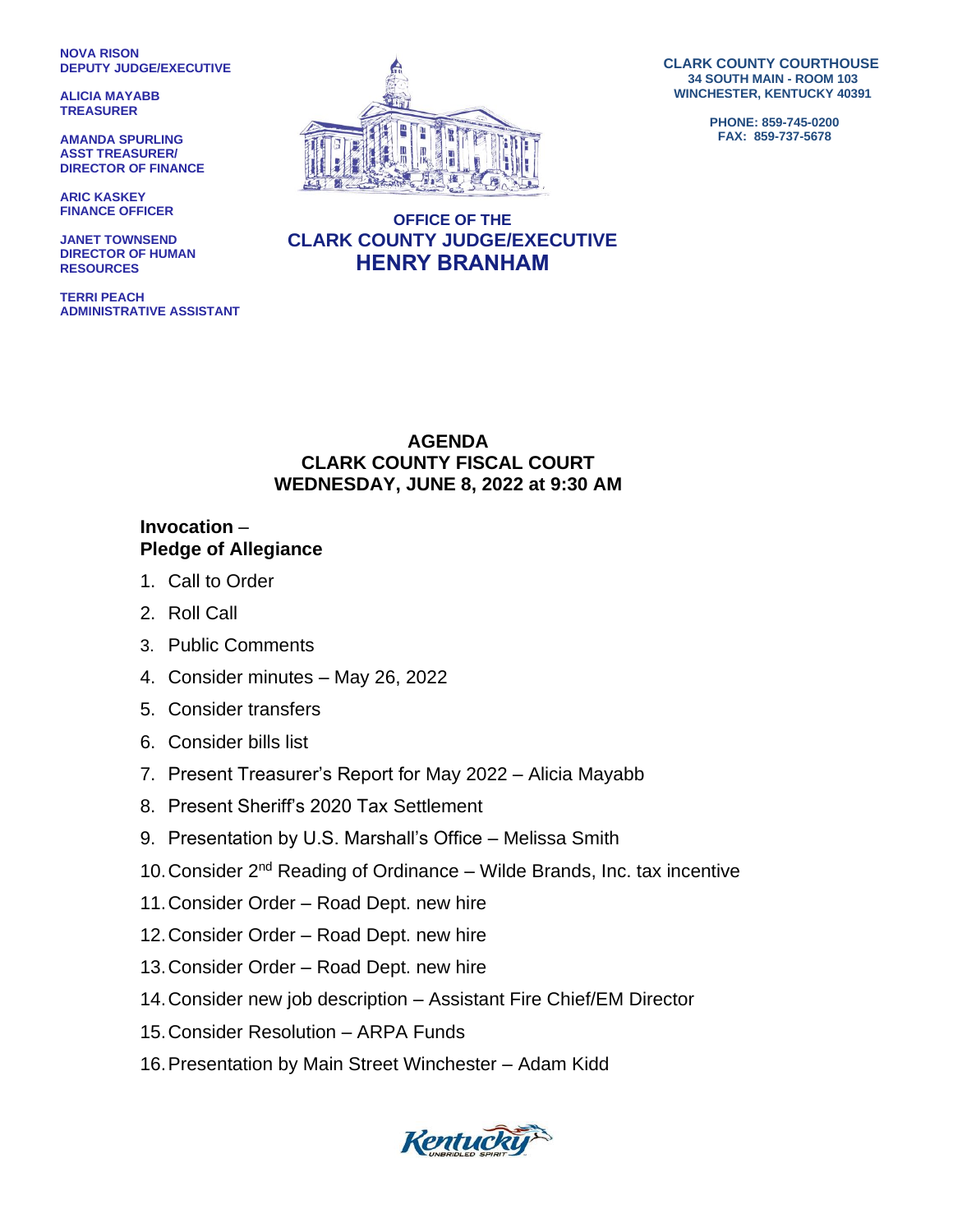**NOVA RISON**
**DEPUTY JUDGE/EXECUTIVE**

**ALICIA MAYABB**
**TREASURER**

**AMANDA SPURLING**
**ASST TREASURER/ DIRECTOR OF FINANCE**

**ARIC KASKEY**
**FINANCE OFFICER**

**JANET TOWNSEND**
**DIRECTOR OF HUMAN RESOURCES**

**TERRI PEACH**
**ADMINISTRATIVE ASSISTANT**

**CLARK COUNTY COURTHOUSE**
**34 SOUTH MAIN - ROOM 103**
**WINCHESTER, KENTUCKY 40391**

**PHONE: 859-745-0200**
**FAX: 859-737-5678**

**OFFICE OF THE**
**CLARK COUNTY JUDGE/EXECUTIVE**
**HENRY BRANHAM**

## AGENDA
## CLARK COUNTY FISCAL COURT
## WEDNESDAY, JUNE 8, 2022 at 9:30 AM

**Invocation** –
**Pledge of Allegiance**

1. Call to Order
2. Roll Call
3. Public Comments
4. Consider minutes – May 26, 2022
5. Consider transfers
6. Consider bills list
7. Present Treasurer's Report for May 2022 – Alicia Mayabb
8. Present Sheriff's 2020 Tax Settlement
9. Presentation by U.S. Marshall's Office – Melissa Smith
10. Consider 2nd Reading of Ordinance – Wilde Brands, Inc. tax incentive
11. Consider Order – Road Dept. new hire
12. Consider Order – Road Dept. new hire
13. Consider Order – Road Dept. new hire
14. Consider new job description – Assistant Fire Chief/EM Director
15. Consider Resolution – ARPA Funds
16. Presentation by Main Street Winchester – Adam Kidd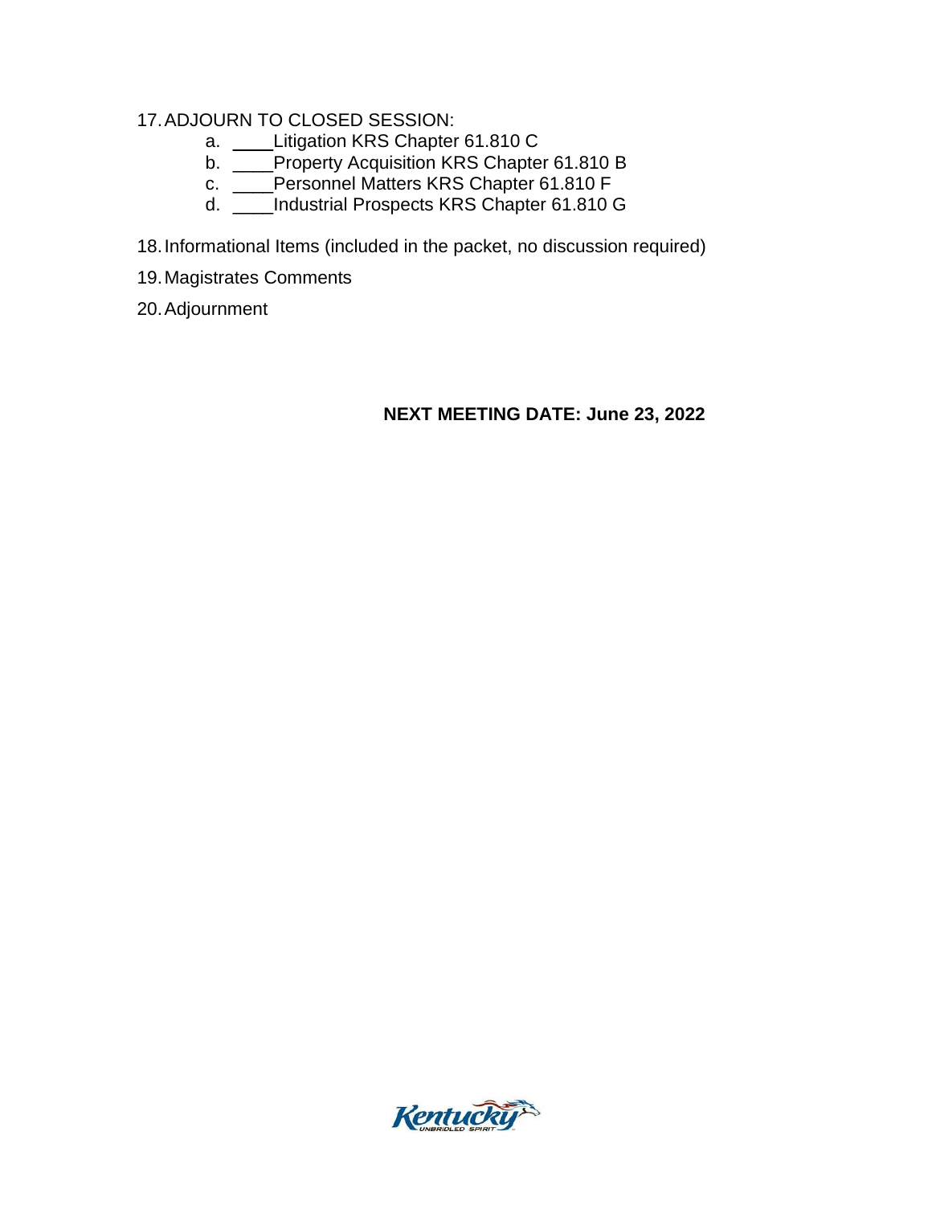17. ADJOURN TO CLOSED SESSION:
    a. ____Litigation KRS Chapter 61.810 C
    b. ____Property Acquisition KRS Chapter 61.810 B
    c. ____Personnel Matters KRS Chapter 61.810 F
    d. ____Industrial Prospects KRS Chapter 61.810 G

18. Informational Items (included in the packet, no discussion required)

19. Magistrates Comments

20. Adjournment

**NEXT MEETING DATE: June 23, 2022**